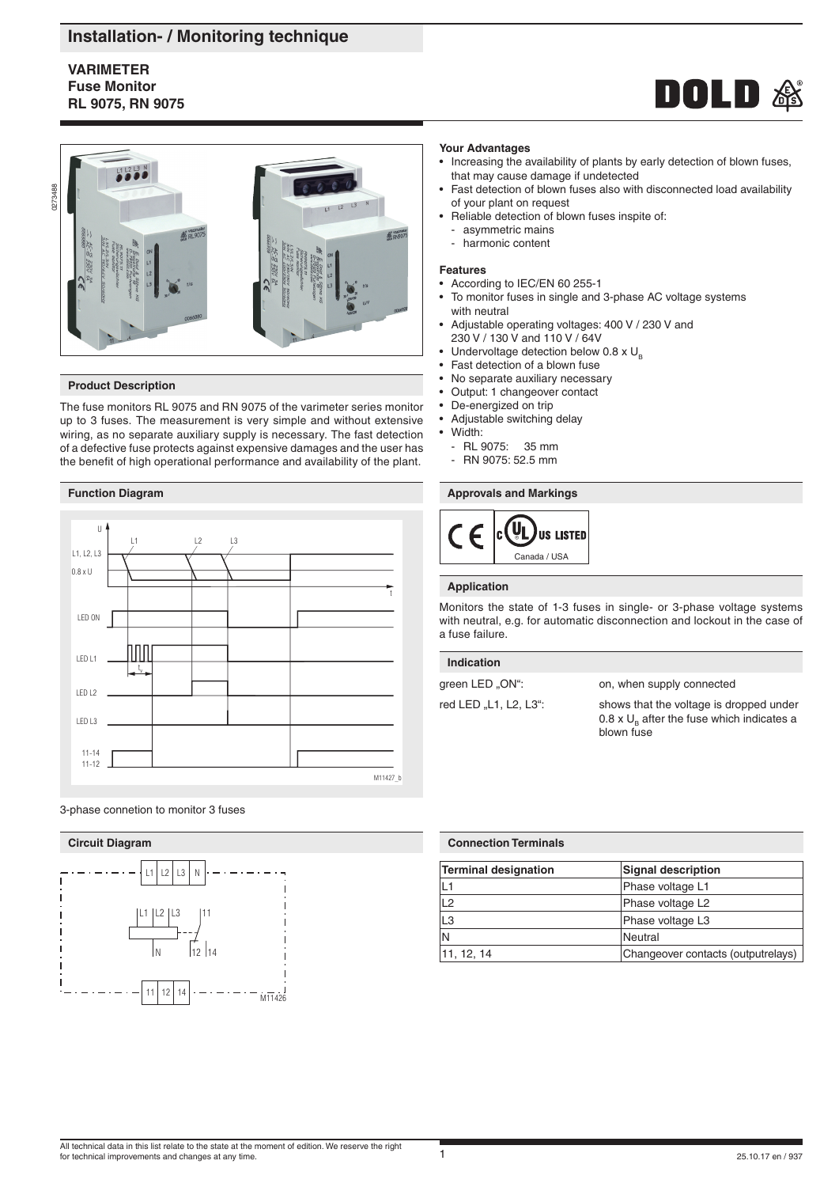# Installation- / Monitoring technique

**VARIMETER**
**Fuse Monitor**
**RL 9075, RN 9075**

## Product Description

The fuse monitors RL 9075 and RN 9075 of the varimeter series monitor up to 3 fuses. The measurement is very simple and without extensive wiring, as no separate auxiliary supply is necessary. The fast detection of a defective fuse protects against expensive damages and the user has the benefit of high operational performance and availability of the plant.

## Function Diagram

3-phase connetion to monitor 3 fuses

## Circuit Diagram

## Your Advantages

- Increasing the availability of plants by early detection of blown fuses, that may cause damage if undetected
- Fast detection of blown fuses also with disconnected load availability of your plant on request
- Reliable detection of blown fuses inspite of:
  - asymmetric mains
  - harmonic content

## Features

- According to IEC/EN 60 255-1
- To monitor fuses in single and 3-phase AC voltage systems with neutral
- Adjustable operating voltages: 400 V / 230 V and 230 V / 130 V and 110 V / 64V
- Undervoltage detection below 0.8 x $U_B$
- Fast detection of a blown fuse
- No separate auxiliary necessary
- Output: 1 changeover contact
- De-energized on trip
- Adjustable switching delay
- Width:
  - RL 9075: 35 mm
  - RN 9075: 52.5 mm

## Approvals and Markings

Canada / USA

## Application

Monitors the state of 1-3 fuses in single- or 3-phase voltage systems with neutral, e.g. for automatic disconnection and lockout in the case of a fuse failure.

## Indication

| | |
|---|---|
| green LED „ON“: | on, when supply connected |
| red LED „L1, L2, L3“: | shows that the voltage is dropped under 0.8 x $U_B$ after the fuse which indicates a blown fuse |

## Connection Terminals

| Terminal designation | Signal description |
|---|---|
| L1 | Phase voltage L1 |
| L2 | Phase voltage L2 |
| L3 | Phase voltage L3 |
| N | Neutral |
| 11, 12, 14 | Changeover contacts (outputrelays) |

All technical data in this list relate to the state at the moment of edition. We reserve the right for technical improvements and changes at any time.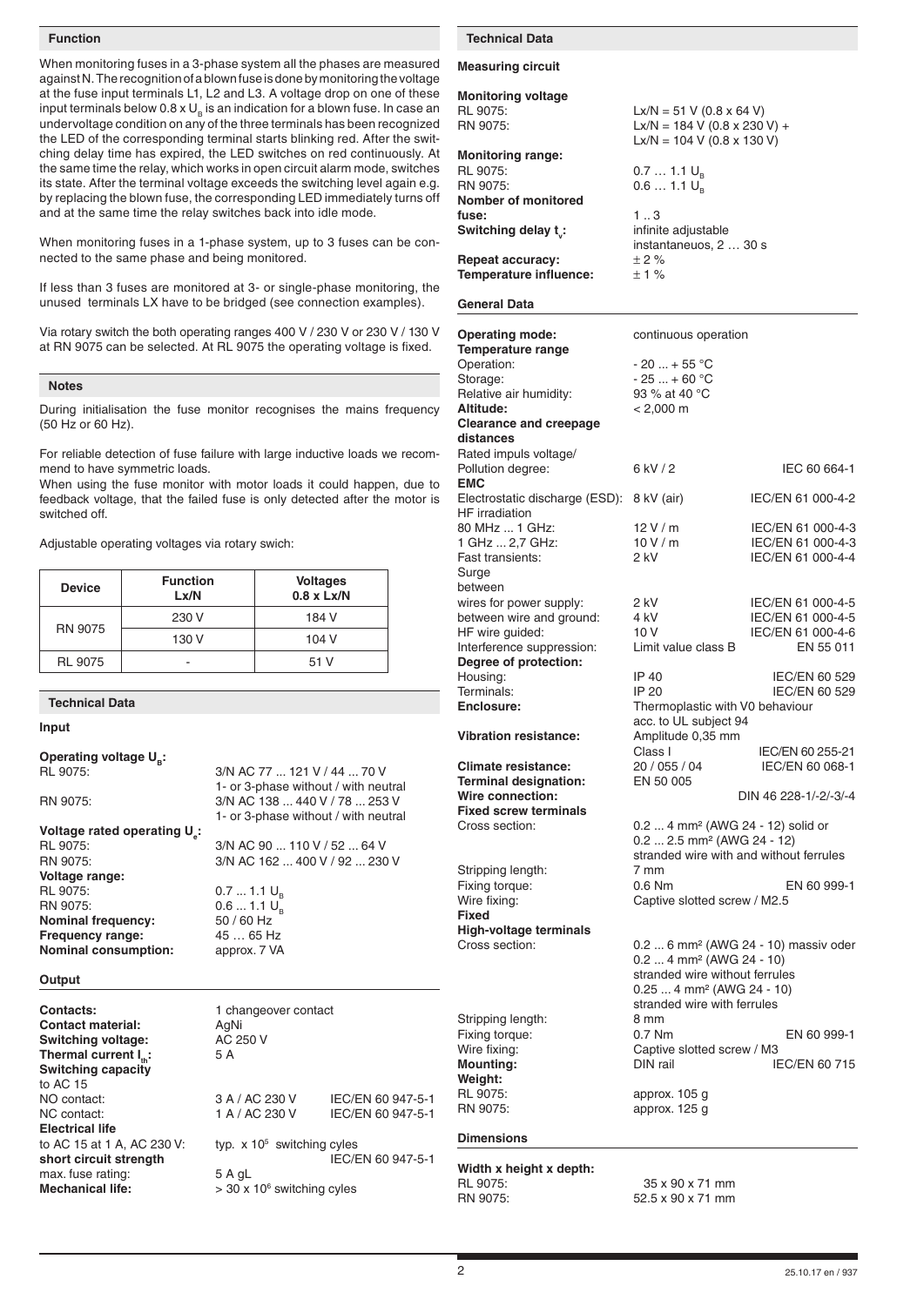## Function

When monitoring fuses in a 3-phase system all the phases are measured against N. The recognition of a blown fuse is done by monitoring the voltage at the fuse input terminals L1, L2 and L3. A voltage drop on one of these input terminals below 0.8 x $U_B$ is an indication for a blown fuse. In case an undervoltage condition on any of the three terminals has been recognized the LED of the corresponding terminal starts blinking red. After the switching delay time has expired, the LED switches on red continuously. At the same time the relay, which works in open circuit alarm mode, switches its state. After the terminal voltage exceeds the switching level again e.g. by replacing the blown fuse, the corresponding LED immediately turns off and at the same time the relay switches back into idle mode.

When monitoring fuses in a 1-phase system, up to 3 fuses can be connected to the same phase and being monitored.

If less than 3 fuses are monitored at 3- or single-phase monitoring, the unused terminals LX have to be bridged (see connection examples).

Via rotary switch the both operating ranges 400 V / 230 V or 230 V / 130 V at RN 9075 can be selected. At RL 9075 the operating voltage is fixed.

## Notes

During initialisation the fuse monitor recognises the mains frequency (50 Hz or 60 Hz).

For reliable detection of fuse failure with large inductive loads we recommend to have symmetric loads.
When using the fuse monitor with motor loads it could happen, due to feedback voltage, that the failed fuse is only detected after the motor is switched off.

Adjustable operating voltages via rotary swich:

| Device | Function Lx/N | Voltages 0.8 x Lx/N |
|---|---|---|
| RN 9075 | 230 V | 184 V |
| | 130 V | 104 V |
| RL 9075 | - | 51 V |

## Technical Data

### Input

**Operating voltage $U_B$:**

| | |
|---|---|
| RL 9075: | 3/N AC 77 ... 121 V / 44 ... 70 V<br>1- or 3-phase without / with neutral |
| RN 9075: | 3/N AC 138 ... 440 V / 78 ... 253 V<br>1- or 3-phase without / with neutral |

**Voltage rated operating $U_e$:**

| | |
|---|---|
| RL 9075: | 3/N AC 90 ... 110 V / 52 ... 64 V |
| RN 9075: | 3/N AC 162 ... 400 V / 92 ... 230 V |
| **Voltage range:** | |
| RL 9075: | 0.7 ... 1.1 $U_B$ |
| RN 9075: | 0.6 ... 1.1 $U_B$ |
| **Nominal frequency:** | 50 / 60 Hz |
| **Frequency range:** | 45 … 65 Hz |
| **Nominal consumption:** | approx. 7 VA |

### Output

| | | |
|---|---|---|
| **Contacts:** | 1 changeover contact | |
| **Contact material:** | AgNi | |
| **Switching voltage:** | AC 250 V | |
| **Thermal current $I_{th}$:** | 5 A | |
| **Switching capacity** to AC 15 | | |
| NO contact: | 3 A / AC 230 V | IEC/EN 60 947-5-1 |
| NC contact: | 1 A / AC 230 V | IEC/EN 60 947-5-1 |
| **Electrical life** to AC 15 at 1 A, AC 230 V: | typ. x $10^5$ switching cyles | |
| **short circuit strength** | | IEC/EN 60 947-5-1 |
| max. fuse rating: | 5 A gL | |
| **Mechanical life:** | > 30 x $10^6$ switching cyles | |

## Technical Data

### Measuring circuit

**Monitoring voltage**

| | |
|---|---|
| RL 9075: | Lx/N = 51 V (0.8 x 64 V) |
| RN 9075: | Lx/N = 184 V (0.8 x 230 V) +<br>Lx/N = 104 V (0.8 x 130 V) |
| **Monitoring range:** | |
| RL 9075: | 0.7 … 1.1 $U_B$ |
| RN 9075: | 0.6 … 1.1 $U_B$ |
| **Nomber of monitored fuse:** | 1 .. 3 |
| **Switching delay $t_v$:** | infinite adjustable<br>instantaneuos, 2 … 30 s |
| **Repeat accuracy:** | ± 2 % |
| **Temperature influence:** | ± 1 % |

### General Data

| | | |
|---|---|---|
| **Operating mode:** | continuous operation | |
| **Temperature range** | | |
| Operation: | - 20 ... + 55 °C | |
| Storage: | - 25 ... + 60 °C | |
| Relative air humidity: | 93 % at 40 °C | |
| **Altitude:** | < 2,000 m | |
| **Clearance and creepage distances** | | |
| Rated impuls voltage/ Pollution degree: | 6 kV / 2 | IEC 60 664-1 |
| **EMC** | | |
| Electrostatic discharge (ESD): | 8 kV (air) | IEC/EN 61 000-4-2 |
| HF irradiation | | |
| 80 MHz ... 1 GHz: | 12 V / m | IEC/EN 61 000-4-3 |
| 1 GHz ... 2,7 GHz: | 10 V / m | IEC/EN 61 000-4-3 |
| Fast transients: | 2 kV | IEC/EN 61 000-4-4 |
| Surge between | | |
| wires for power supply: | 2 kV | IEC/EN 61 000-4-5 |
| between wire and ground: | 4 kV | IEC/EN 61 000-4-5 |
| HF wire guided: | 10 V | IEC/EN 61 000-4-6 |
| Interference suppression: | Limit value class B | EN 55 011 |
| **Degree of protection:** | | |
| Housing: | IP 40 | IEC/EN 60 529 |
| Terminals: | IP 20 | IEC/EN 60 529 |
| **Enclosure:** | Thermoplastic with V0 behaviour acc. to UL subject 94 | |
| **Vibration resistance:** | Amplitude 0,35 mm Class I | IEC/EN 60 255-21 |
| **Climate resistance:** | 20 / 055 / 04 | IEC/EN 60 068-1 |
| **Terminal designation:** | EN 50 005 | |
| **Wire connection:** | | DIN 46 228-1/-2/-3/-4 |
| **Fixed screw terminals** | | |
| Cross section: | 0.2 ... 4 mm² (AWG 24 - 12) solid or<br>0.2 ... 2.5 mm² (AWG 24 - 12)<br>stranded wire with and without ferrules | |
| Stripping length: | 7 mm | |
| Fixing torque: | 0.6 Nm | EN 60 999-1 |
| Wire fixing: | Captive slotted screw / M2.5 | |
| **Fixed High-voltage terminals** | | |
| Cross section: | 0.2 ... 6 mm² (AWG 24 - 10) massiv oder<br>0.2 ... 4 mm² (AWG 24 - 10)<br>stranded wire without ferrules<br>0.25 ... 4 mm² (AWG 24 - 10)<br>stranded wire with ferrules | |
| Stripping length: | 8 mm | |
| Fixing torque: | 0.7 Nm | EN 60 999-1 |
| Wire fixing: | Captive slotted screw / M3 | |
| **Mounting:** | DIN rail | IEC/EN 60 715 |
| **Weight:** | | |
| RL 9075: | approx. 105 g | |
| RN 9075: | approx. 125 g | |

### Dimensions

**Width x height x depth:**

| | |
|---|---|
| RL 9075: | 35 x 90 x 71 mm |
| RN 9075: | 52.5 x 90 x 71 mm |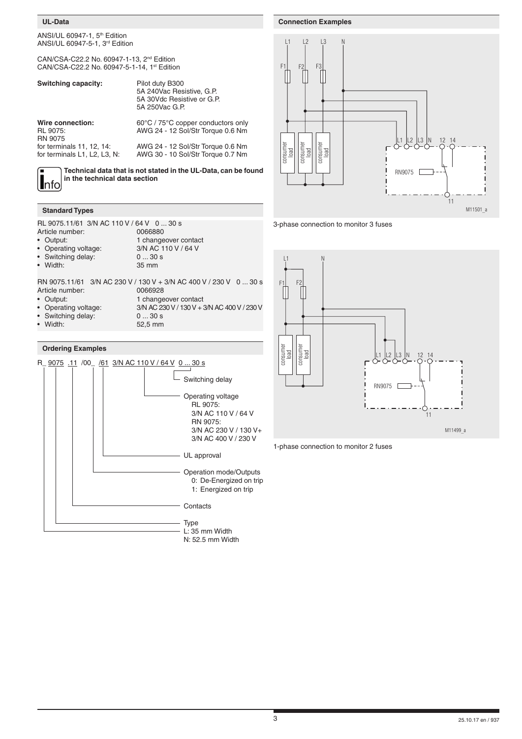## UL-Data

ANSI/UL 60947-1, 5th Edition
ANSI/UL 60947-5-1, 3rd Edition

CAN/CSA-C22.2 No. 60947-1-13, 2nd Edition
CAN/CSA-C22.2 No. 60947-5-1-14, 1st Edition

| | |
|---|---|
| **Switching capacity:** | Pilot duty B300<br>5A 240Vac Resistive, G.P.<br>5A 30Vdc Resistive or G.P.<br>5A 250Vac G.P. |
| **Wire connection:** | 60°C / 75°C copper conductors only |
| RL 9075: | AWG 24 - 12 Sol/Str Torque 0.6 Nm |
| RN 9075 | |
| for terminals 11, 12, 14: | AWG 24 - 12 Sol/Str Torque 0.6 Nm |
| for terminals L1, L2, L3, N: | AWG 30 - 10 Sol/Str Torque 0.7 Nm |

**Technical data that is not stated in the UL-Data, can be found in the technical data section**

## Standard Types

RL 9075.11/61 3/N AC 110 V / 64 V 0 ... 30 s

| | |
|---|---|
| Article number: | 0066880 |
| • Output: | 1 changeover contact |
| • Operating voltage: | 3/N AC 110 V / 64 V |
| • Switching delay: | 0 ... 30 s |
| • Width: | 35 mm |

RN 9075.11/61 3/N AC 230 V / 130 V + 3/N AC 400 V / 230 V 0 ... 30 s

| | |
|---|---|
| Article number: | 0066928 |
| • Output: | 1 changeover contact |
| • Operating voltage: | 3/N AC 230 V / 130 V + 3/N AC 400 V / 230 V |
| • Switching delay: | 0 ... 30 s |
| • Width: | 52,5 mm |

## Ordering Examples

R_ 9075 .11 /00_ /61 3/N AC 110 V / 64 V 0 ... 30 s

- Switching delay
- Operating voltage
  - RL 9075:
    3/N AC 110 V / 64 V
  - RN 9075:
    3/N AC 230 V / 130 V+
    3/N AC 400 V / 230 V
- UL approval
- Operation mode/Outputs
  - 0: De-Energized on trip
  - 1: Energized on trip
- Contacts
- Type
  - L: 35 mm Width
  - N: 52.5 mm Width

## Connection Examples

L1 L2 L3 N F1 F2 F3 consumer load consumer load consumer load L1 L2 L3 N 12 14 RN9075 11 M11501_a

3-phase connection to monitor 3 fuses

L1 N F1 F2 consumer load consumer load L1 L2 L3 N 12 14 RN9075 11 M11499_a

1-phase connection to monitor 2 fuses